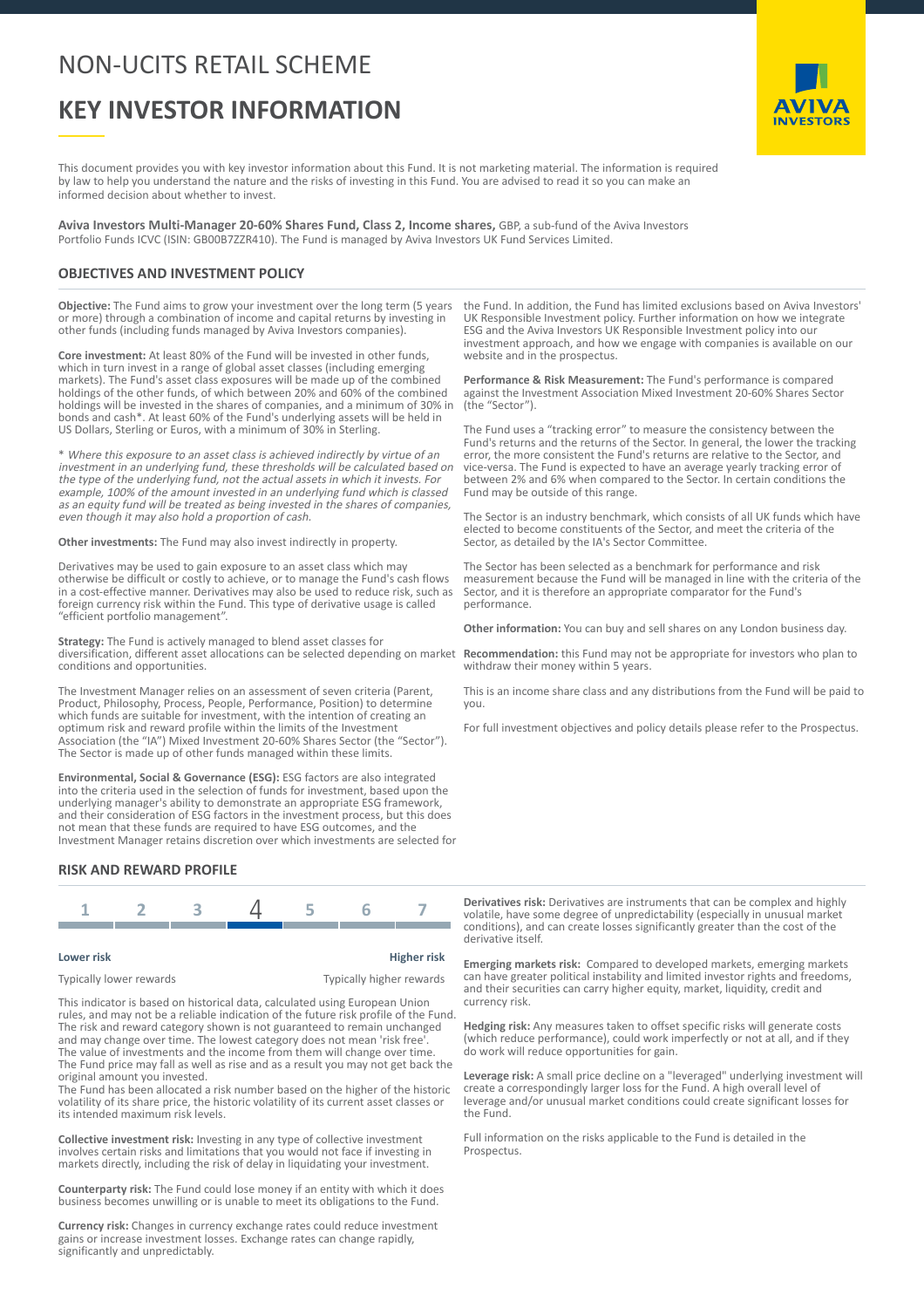# NON-UCITS RETAIL SCHEME

# KEY INVESTOR INFORMATION

This document provides you with key investor information about this Fund. It is not marketing material. The information is required by law to help you understand the nature and the risks of investing in this Fund. You are advised to read it so you can make an informed decision about whether to invest.

**Aviva Investors Multi-Manager 20-60% Shares Fund, Class 2, Income shares,** GBP, a sub-fund of the Aviva Investors Portfolio Funds ICVC (ISIN: GB00B7ZZR410). The Fund is managed by Aviva Investors UK Fund Services Limited.

## OBJECTIVES AND INVESTMENT POLICY

**Objective:** The Fund aims to grow your investment over the long term (5 years or more) through a combination of income and capital returns by investing in other funds (including funds managed by Aviva Investors companies).

**Core investment:** At least 80% of the Fund will be invested in other funds, which in turn invest in a range of global asset classes (including emerging markets). The Fund's asset class exposures will be made up of the combined holdings of the other funds, of which between 20% and 60% of the combined holdings will be invested in the shares of companies, and a minimum of 30% in bonds and cash*. At least 60% of the Fund's underlying assets will be held in US Dollars, Sterling or Euros, with a minimum of 30% in Sterling.

\* *Where this exposure to an asset class is achieved indirectly by virtue of an investment in an underlying fund, these thresholds will be calculated based on the type of the underlying fund, not the actual assets in which it invests. For example, 100% of the amount invested in an underlying fund which is classed as an equity fund will be treated as being invested in the shares of companies, even though it may also hold a proportion of cash.*

**Other investments:** The Fund may also invest indirectly in property.

Derivatives may be used to gain exposure to an asset class which may otherwise be difficult or costly to achieve, or to manage the Fund's cash flows in a cost-effective manner. Derivatives may also be used to reduce risk, such as foreign currency risk within the Fund. This type of derivative usage is called "efficient portfolio management".

**Strategy:** The Fund is actively managed to blend asset classes for diversification, different asset allocations can be selected depending on market conditions and opportunities.

The Investment Manager relies on an assessment of seven criteria (Parent, Product, Philosophy, Process, People, Performance, Position) to determine which funds are suitable for investment, with the intention of creating an optimum risk and reward profile within the limits of the Investment Association (the "IA") Mixed Investment 20-60% Shares Sector (the "Sector"). The Sector is made up of other funds managed within these limits.

**Environmental, Social & Governance (ESG):** ESG factors are also integrated into the criteria used in the selection of funds for investment, based upon the underlying manager's ability to demonstrate an appropriate ESG framework, and their consideration of ESG factors in the investment process, but this does not mean that these funds are required to have ESG outcomes, and the Investment Manager retains discretion over which investments are selected for the Fund. In addition, the Fund has limited exclusions based on Aviva Investors' UK Responsible Investment policy. Further information on how we integrate ESG and the Aviva Investors UK Responsible Investment policy into our investment approach, and how we engage with companies is available on our website and in the prospectus.

**Performance & Risk Measurement:** The Fund's performance is compared against the Investment Association Mixed Investment 20-60% Shares Sector (the "Sector").

The Fund uses a "tracking error" to measure the consistency between the Fund's returns and the returns of the Sector. In general, the lower the tracking error, the more consistent the Fund's returns are relative to the Sector, and vice-versa. The Fund is expected to have an average yearly tracking error of between 2% and 6% when compared to the Sector. In certain conditions the Fund may be outside of this range.

The Sector is an industry benchmark, which consists of all UK funds which have elected to become constituents of the Sector, and meet the criteria of the Sector, as detailed by the IA's Sector Committee.

The Sector has been selected as a benchmark for performance and risk measurement because the Fund will be managed in line with the criteria of the Sector, and it is therefore an appropriate comparator for the Fund's performance.

**Other information:** You can buy and sell shares on any London business day.

**Recommendation:** this Fund may not be appropriate for investors who plan to withdraw their money within 5 years.

This is an income share class and any distributions from the Fund will be paid to you.

For full investment objectives and policy details please refer to the Prospectus.

## RISK AND REWARD PROFILE

| 1 | 2 | 3 | **4** | 5 | 6 | 7 |
|---|---|---|---|---|---|---|

**Lower risk** — Typically lower rewards | **Higher risk** — Typically higher rewards

This indicator is based on historical data, calculated using European Union rules, and may not be a reliable indication of the future risk profile of the Fund. The risk and reward category shown is not guaranteed to remain unchanged and may change over time. The lowest category does not mean 'risk free'. The value of investments and the income from them will change over time. The Fund price may fall as well as rise and as a result you may not get back the original amount you invested.
The Fund has been allocated a risk number based on the higher of the historic volatility of its share price, the historic volatility of its current asset classes or its intended maximum risk levels.

**Collective investment risk:** Investing in any type of collective investment involves certain risks and limitations that you would not face if investing in markets directly, including the risk of delay in liquidating your investment.

**Counterparty risk:** The Fund could lose money if an entity with which it does business becomes unwilling or is unable to meet its obligations to the Fund.

**Currency risk:** Changes in currency exchange rates could reduce investment gains or increase investment losses. Exchange rates can change rapidly, significantly and unpredictably.

**Derivatives risk:** Derivatives are instruments that can be complex and highly volatile, have some degree of unpredictability (especially in unusual market conditions), and can create losses significantly greater than the cost of the derivative itself.

**Emerging markets risk:** Compared to developed markets, emerging markets can have greater political instability and limited investor rights and freedoms, and their securities can carry higher equity, market, liquidity, credit and currency risk.

**Hedging risk:** Any measures taken to offset specific risks will generate costs (which reduce performance), could work imperfectly or not at all, and if they do work will reduce opportunities for gain.

**Leverage risk:** A small price decline on a "leveraged" underlying investment will create a correspondingly larger loss for the Fund. A high overall level of leverage and/or unusual market conditions could create significant losses for the Fund.

Full information on the risks applicable to the Fund is detailed in the Prospectus.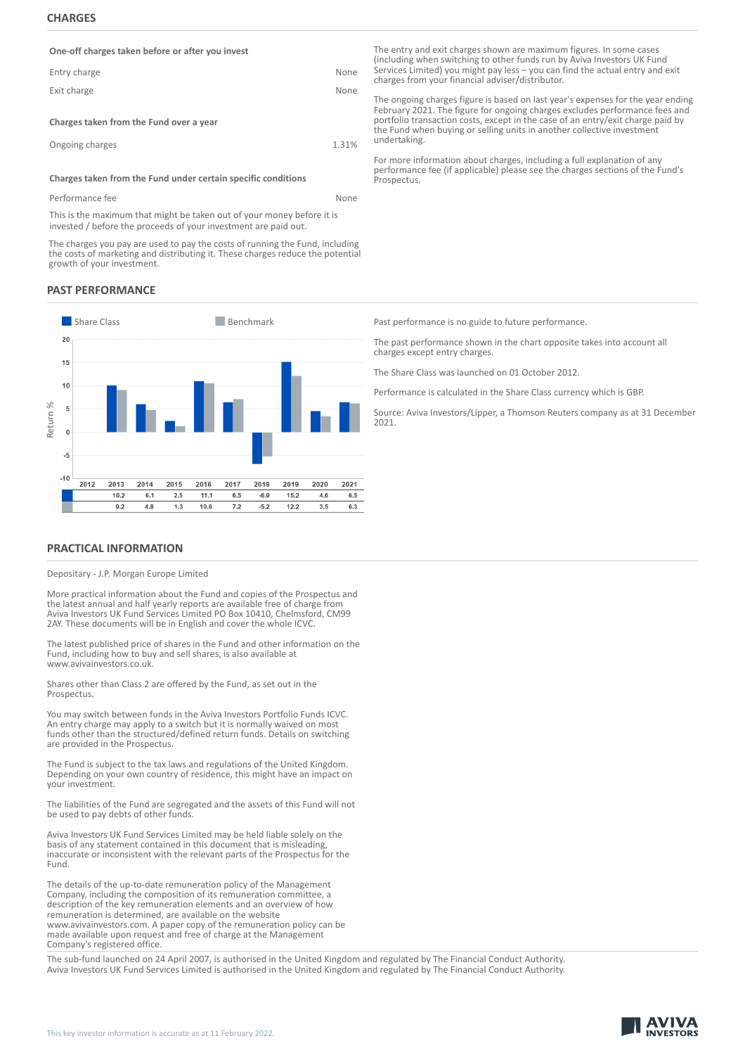## CHARGES

| One-off charges taken before or after you invest | |
|---|---|
| Entry charge | None |
| Exit charge | None |
| **Charges taken from the Fund over a year** | |
| Ongoing charges | 1.31% |
| **Charges taken from the Fund under certain specific conditions** | |
| Performance fee | None |

This is the maximum that might be taken out of your money before it is invested / before the proceeds of your investment are paid out.

The charges you pay are used to pay the costs of running the Fund, including the costs of marketing and distributing it. These charges reduce the potential growth of your investment.

The entry and exit charges shown are maximum figures. In some cases (including when switching to other funds run by Aviva Investors UK Fund Services Limited) you might pay less – you can find the actual entry and exit charges from your financial adviser/distributor.

The ongoing charges figure is based on last year's expenses for the year ending February 2021. The figure for ongoing charges excludes performance fees and portfolio transaction costs, except in the case of an entry/exit charge paid by the Fund when buying or selling units in another collective investment undertaking.

For more information about charges, including a full explanation of any performance fee (if applicable) please see the charges sections of the Fund's Prospectus.

## PAST PERFORMANCE

Share Class

Benchmark

Return %

20, 15, 10, 5, 0, -5, -10

2012 2013 2014 2015 2016 2017 2018 2019 2020 2021

Share Class: 10.2 6.1 2.5 11.1 6.5 -6.9 15.2 4.6 6.5

Benchmark: 9.2 4.8 1.3 10.6 7.2 -5.2 12.2 3.5 6.3

Past performance is no guide to future performance.

The past performance shown in the chart opposite takes into account all charges except entry charges.

The Share Class was launched on 01 October 2012.

Performance is calculated in the Share Class currency which is GBP.

Source: Aviva Investors/Lipper, a Thomson Reuters company as at 31 December 2021.

## PRACTICAL INFORMATION

Depositary - J.P. Morgan Europe Limited

More practical information about the Fund and copies of the Prospectus and the latest annual and half yearly reports are available free of charge from Aviva Investors UK Fund Services Limited PO Box 10410, Chelmsford, CM99 2AY. These documents will be in English and cover the whole ICVC.

The latest published price of shares in the Fund and other information on the Fund, including how to buy and sell shares, is also available at www.avivainvestors.co.uk.

Shares other than Class 2 are offered by the Fund, as set out in the Prospectus.

You may switch between funds in the Aviva Investors Portfolio Funds ICVC. An entry charge may apply to a switch but it is normally waived on most funds other than the structured/defined return funds. Details on switching are provided in the Prospectus.

The Fund is subject to the tax laws and regulations of the United Kingdom. Depending on your own country of residence, this might have an impact on your investment.

The liabilities of the Fund are segregated and the assets of this Fund will not be used to pay debts of other funds.

Aviva Investors UK Fund Services Limited may be held liable solely on the basis of any statement contained in this document that is misleading, inaccurate or inconsistent with the relevant parts of the Prospectus for the Fund.

The details of the up-to-date remuneration policy of the Management Company, including the composition of its remuneration committee, a description of the key remuneration elements and an overview of how remuneration is determined, are available on the website www.avivainvestors.com. A paper copy of the remuneration policy can be made available upon request and free of charge at the Management Company's registered office.

The sub-fund launched on 24 April 2007, is authorised in the United Kingdom and regulated by The Financial Conduct Authority.
Aviva Investors UK Fund Services Limited is authorised in the United Kingdom and regulated by The Financial Conduct Authority.

This key investor information is accurate as at 11 February 2022.